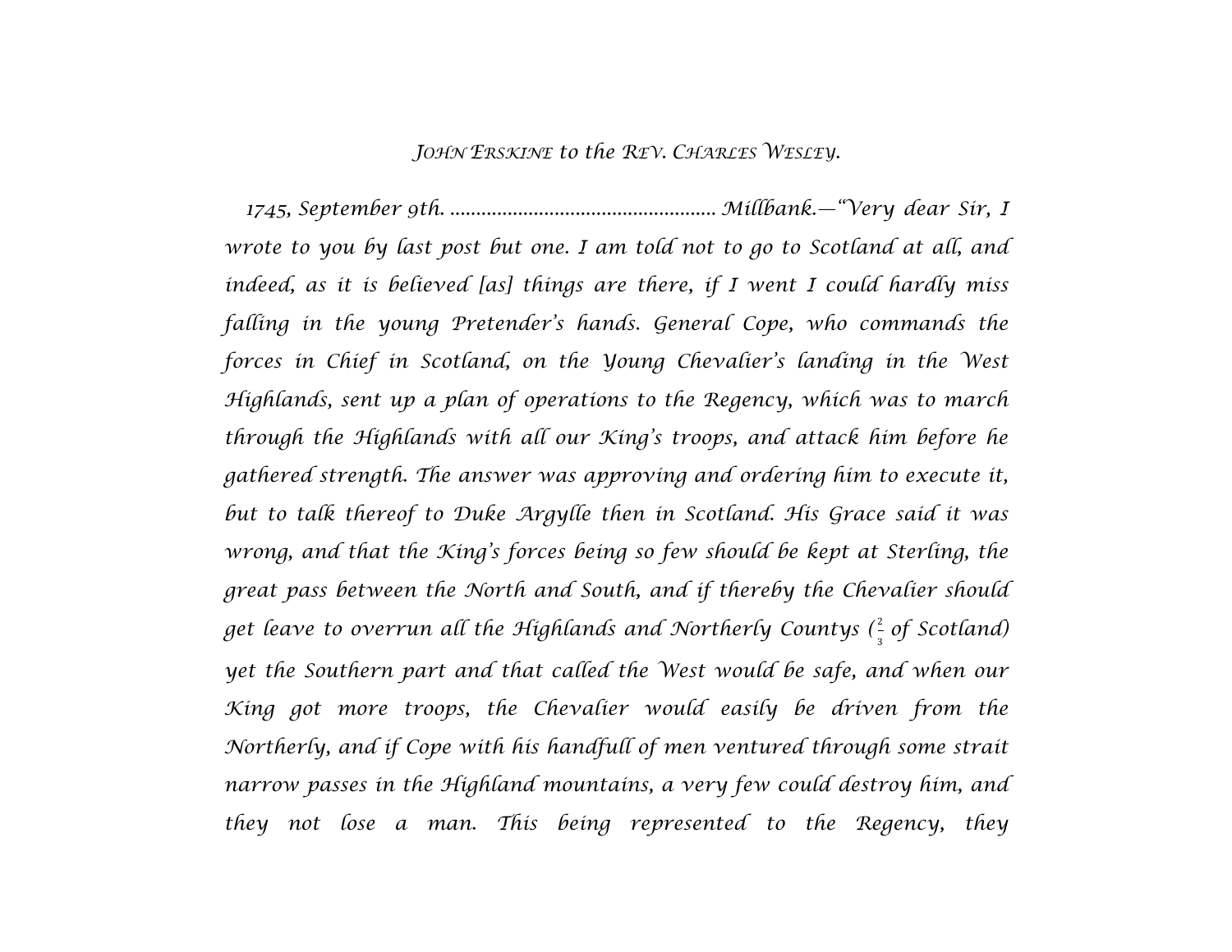*John Erskine to the Rev. Charles Wesley.*

*1745, September 9th. .................................................. Millbank.—"Very dear Sir, I wrote to you by last post but one. I am told not to go to Scotland at all, and indeed, as it is believed [as] things are there, if I went I could hardly miss falling in the young Pretender's hands. General Cope, who commands the forces in Chief in Scotland, on the Young Chevalier's landing in the West Highlands, sent up a plan of operations to the Regency, which was to march through the Highlands with all our King's troops, and attack him before he gathered strength. The answer was approving and ordering him to execute it, but to talk thereof to Duke Argylle then in Scotland. His Grace said it was wrong, and that the King's forces being so few should be kept at Sterling, the great pass between the North and South, and if thereby the Chevalier should get leave to overrun all the Highlands and Northerly Countys ($\frac{2}{3}$ of Scotland) yet the Southern part and that called the West would be safe, and when our King got more troops, the Chevalier would easily be driven from the Northerly, and if Cope with his handfull of men ventured through some strait narrow passes in the Highland mountains, a very few could destroy him, and they not lose a man. This being represented to the Regency, they*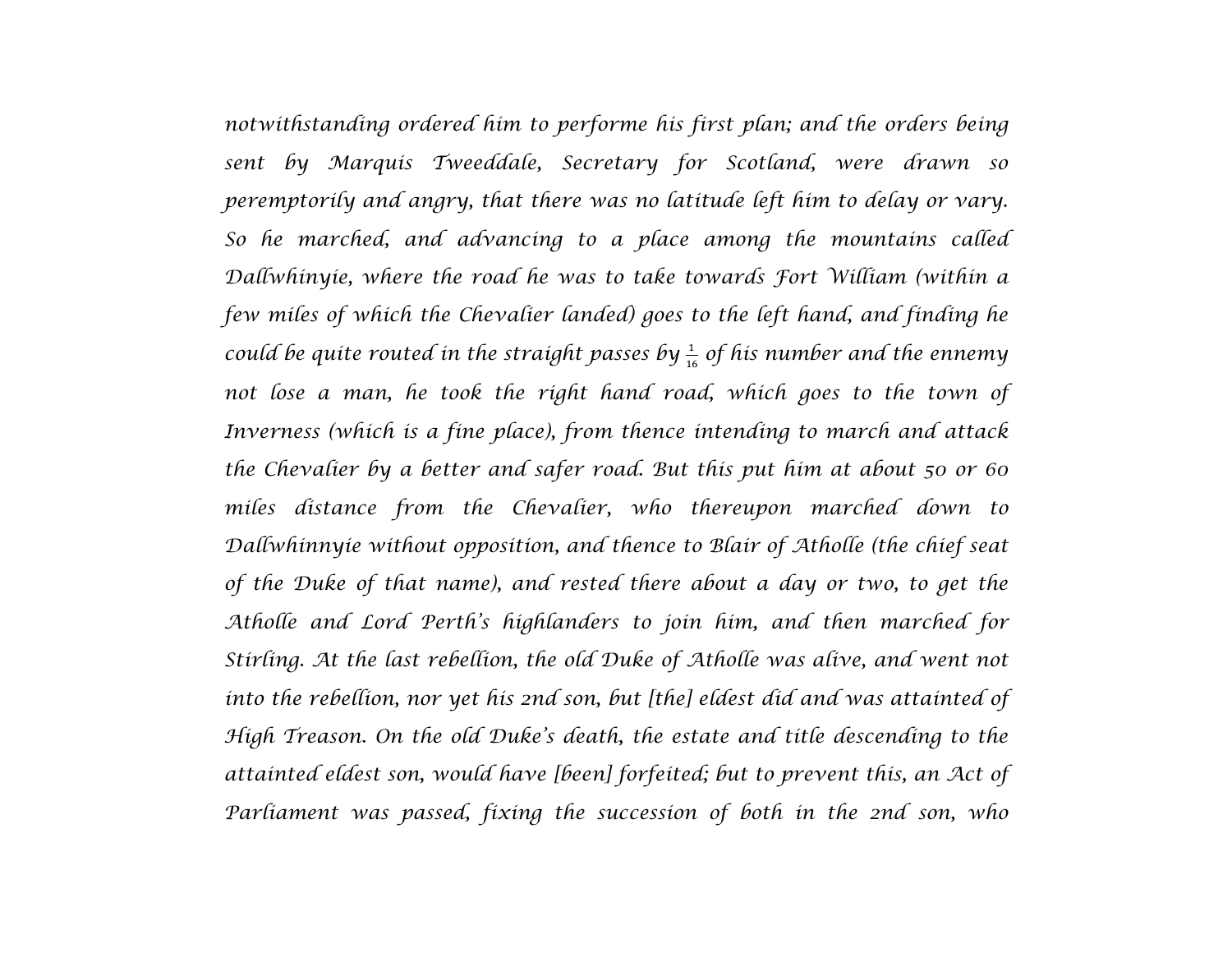*notwithstanding ordered him to performe his first plan; and the orders being sent by Marquis Tweeddale, Secretary for Scotland, were drawn so peremptorily and angry, that there was no latitude left him to delay or vary. So he marched, and advancing to a place among the mountains called Dallwhinyie, where the road he was to take towards Fort William (within a few miles of which the Chevalier landed) goes to the left hand, and finding he could be quite routed in the straight passes by $\frac{1}{16}$ of his number and the ennemy not lose a man, he took the right hand road, which goes to the town of Inverness (which is a fine place), from thence intending to march and attack the Chevalier by a better and safer road. But this put him at about 50 or 60 miles distance from the Chevalier, who thereupon marched down to Dallwhinnyie without opposition, and thence to Blair of Atholle (the chief seat of the Duke of that name), and rested there about a day or two, to get the Atholle and Lord Perth's highlanders to join him, and then marched for Stirling. At the last rebellion, the old Duke of Atholle was alive, and went not into the rebellion, nor yet his 2nd son, but [the] eldest did and was attainted of High Treason. On the old Duke's death, the estate and title descending to the attainted eldest son, would have [been] forfeited; but to prevent this, an Act of Parliament was passed, fixing the succession of both in the 2nd son, who*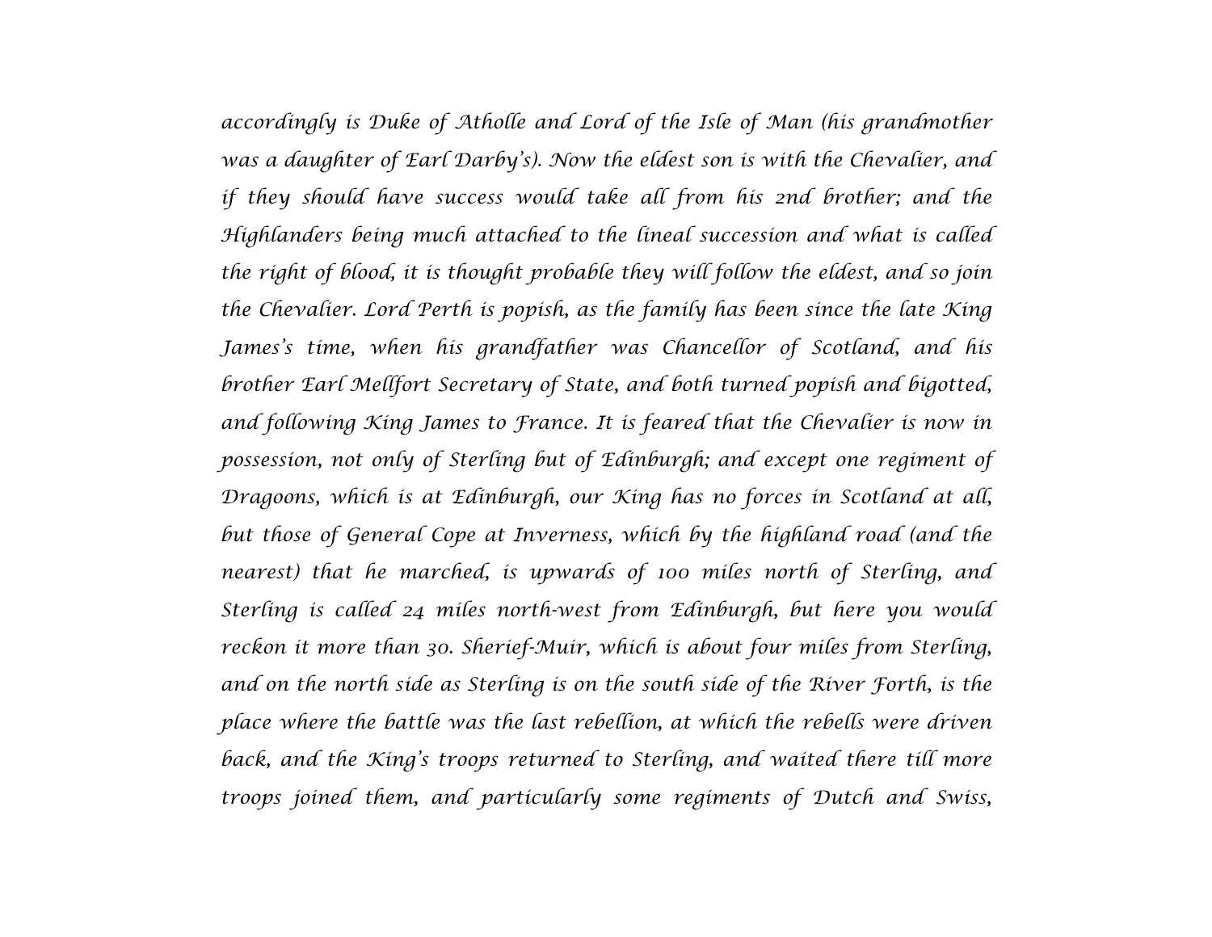*accordingly is Duke of Atholle and Lord of the Isle of Man (his grandmother was a daughter of Earl Darby's). Now the eldest son is with the Chevalier, and if they should have success would take all from his 2nd brother; and the Highlanders being much attached to the lineal succession and what is called the right of blood, it is thought probable they will follow the eldest, and so join the Chevalier. Lord Perth is popish, as the family has been since the late King James's time, when his grandfather was Chancellor of Scotland, and his brother Earl Mellfort Secretary of State, and both turned popish and bigotted, and following King James to France. It is feared that the Chevalier is now in possession, not only of Sterling but of Edinburgh; and except one regiment of Dragoons, which is at Edinburgh, our King has no forces in Scotland at all, but those of General Cope at Inverness, which by the highland road (and the nearest) that he marched, is upwards of 100 miles north of Sterling, and Sterling is called 24 miles north-west from Edinburgh, but here you would reckon it more than 30. Sherief-Muir, which is about four miles from Sterling, and on the north side as Sterling is on the south side of the River Forth, is the place where the battle was the last rebellion, at which the rebells were driven back, and the King's troops returned to Sterling, and waited there till more troops joined them, and particularly some regiments of Dutch and Swiss,*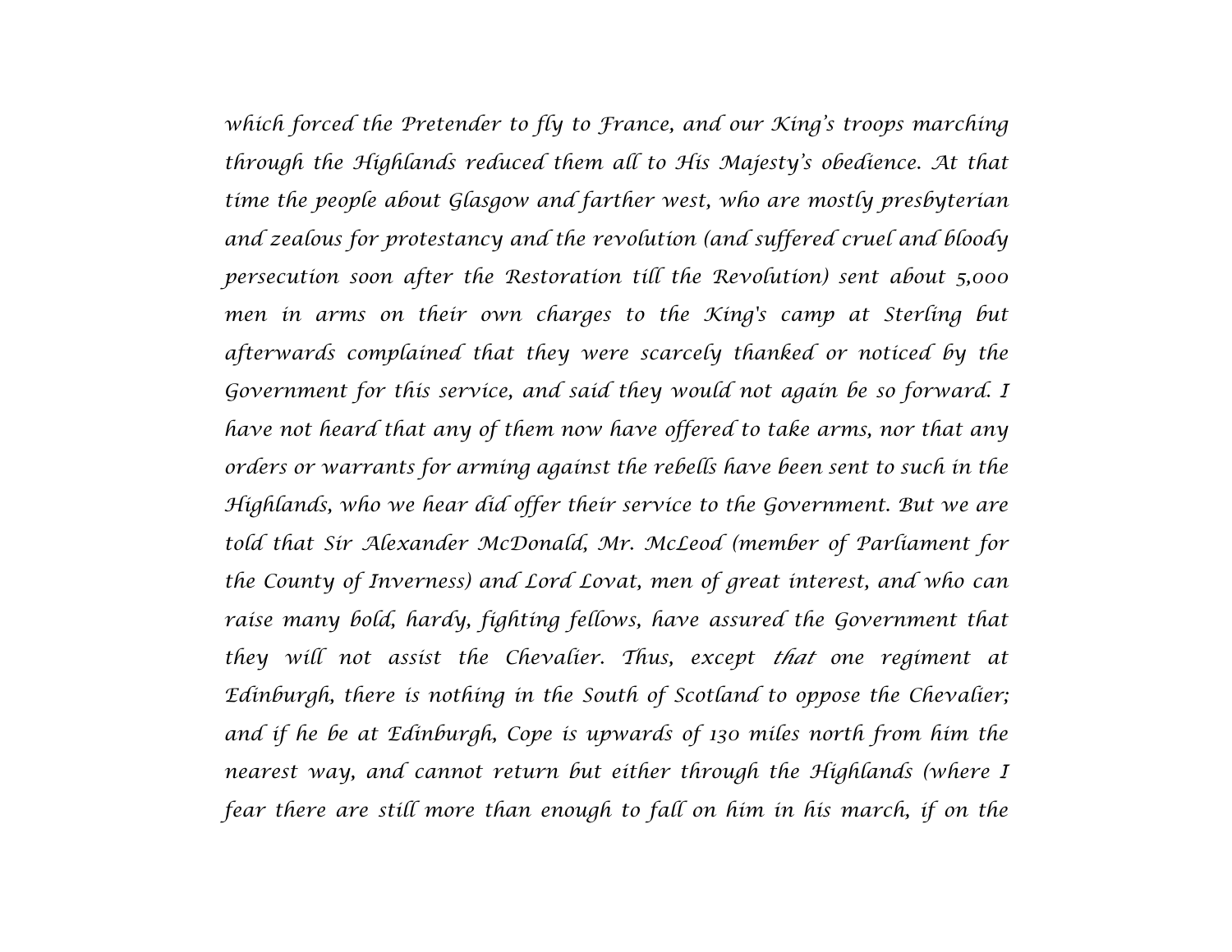which forced the Pretender to fly to France, and our King's troops marching through the Highlands reduced them all to His Majesty's obedience. At that time the people about Glasgow and farther west, who are mostly presbyterian and zealous for protestancy and the revolution (and suffered cruel and bloody persecution soon after the Restoration till the Revolution) sent about 5,000 men in arms on their own charges to the King's camp at Sterling but afterwards complained that they were scarcely thanked or noticed by the Government for this service, and said they would not again be so forward. I have not heard that any of them now have offered to take arms, nor that any orders or warrants for arming against the rebells have been sent to such in the Highlands, who we hear did offer their service to the Government. But we are told that Sir Alexander McDonald, Mr. McLeod (member of Parliament for the County of Inverness) and Lord Lovat, men of great interest, and who can raise many bold, hardy, fighting fellows, have assured the Government that they will not assist the Chevalier. Thus, except *that* one regiment at Edinburgh, there is nothing in the South of Scotland to oppose the Chevalier; and if he be at Edinburgh, Cope is upwards of 130 miles north from him the nearest way, and cannot return but either through the Highlands (where I fear there are still more than enough to fall on him in his march, if on the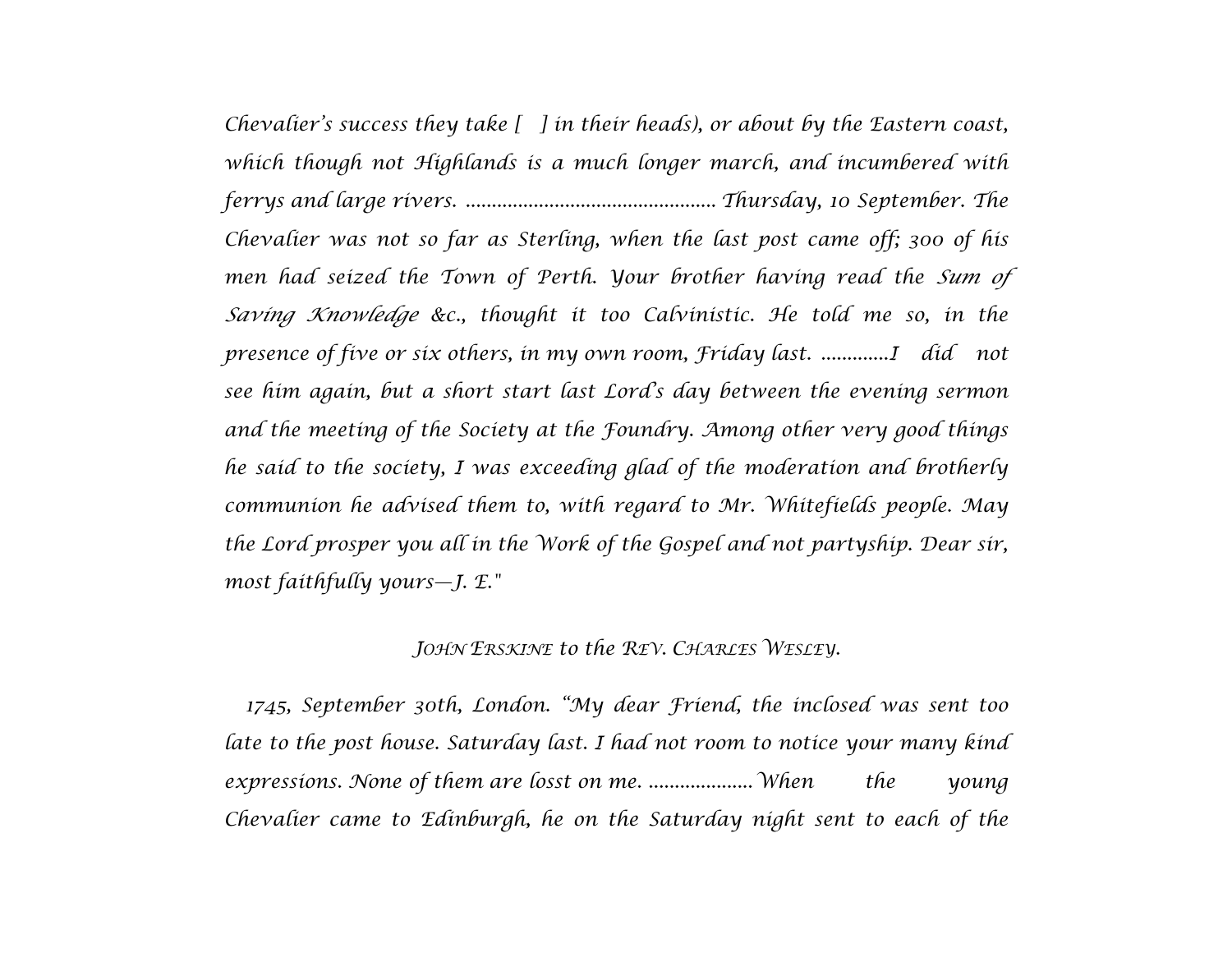*Chevalier's success they take [ ] in their heads), or about by the Eastern coast, which though not Highlands is a much longer march, and incumbered with ferrys and large rivers. ............................................... Thursday, 10 September. The Chevalier was not so far as Sterling, when the last post came off; 300 of his men had seized the Town of Perth. Your brother having read the* Sum of Saving Knowledge *&c., thought it too Calvinistic. He told me so, in the presence of five or six others, in my own room, Friday last. .............I did not see him again, but a short start last Lord's day between the evening sermon and the meeting of the Society at the Foundry. Among other very good things he said to the society, I was exceeding glad of the moderation and brotherly communion he advised them to, with regard to Mr. Whitefields people. May the Lord prosper you all in the Work of the Gospel and not partyship. Dear sir, most faithfully yours—J. E."*

*JOHN ERSKINE to the REV. CHARLES WESLEY.*

*1745, September 30th, London. "My dear Friend, the inclosed was sent too late to the post house. Saturday last. I had not room to notice your many kind expressions. None of them are losst on me. ...................When the young Chevalier came to Edinburgh, he on the Saturday night sent to each of the*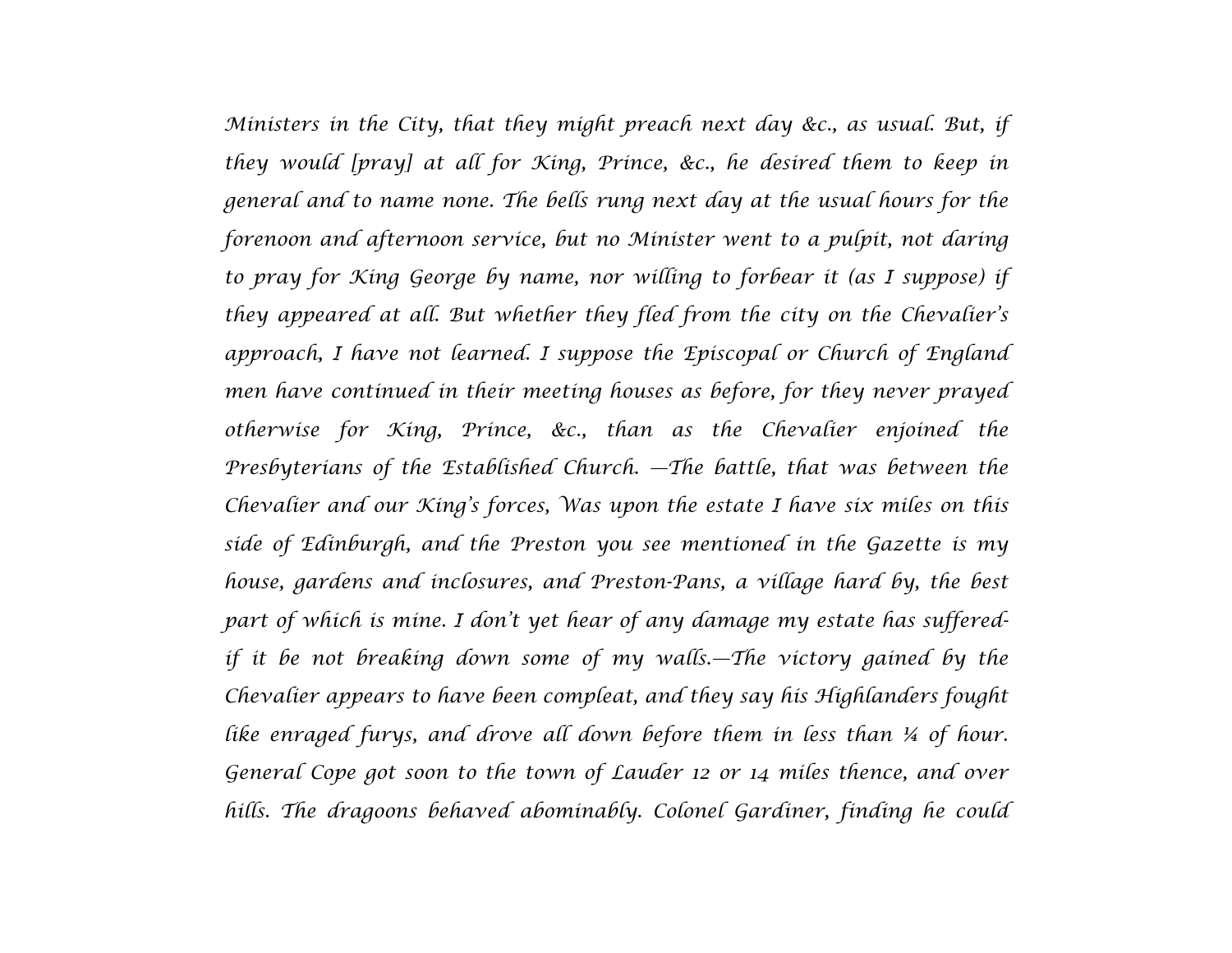*Ministers in the City, that they might preach next day &c., as usual. But, if they would [pray] at all for King, Prince, &c., he desired them to keep in general and to name none. The bells rung next day at the usual hours for the forenoon and afternoon service, but no Minister went to a pulpit, not daring to pray for King George by name, nor willing to forbear it (as I suppose) if they appeared at all. But whether they fled from the city on the Chevalier's approach, I have not learned. I suppose the Episcopal or Church of England men have continued in their meeting houses as before, for they never prayed otherwise for King, Prince, &c., than as the Chevalier enjoined the Presbyterians of the Established Church. —The battle, that was between the Chevalier and our King's forces, Was upon the estate I have six miles on this side of Edinburgh, and the Preston you see mentioned in the Gazette is my house, gardens and inclosures, and Preston-Pans, a village hard by, the best part of which is mine. I don't yet hear of any damage my estate has suffered-if it be not breaking down some of my walls.—The victory gained by the Chevalier appears to have been compleat, and they say his Highlanders fought like enraged furys, and drove all down before them in less than ¼ of hour. General Cope got soon to the town of Lauder 12 or 14 miles thence, and over hills. The dragoons behaved abominably. Colonel Gardiner, finding he could*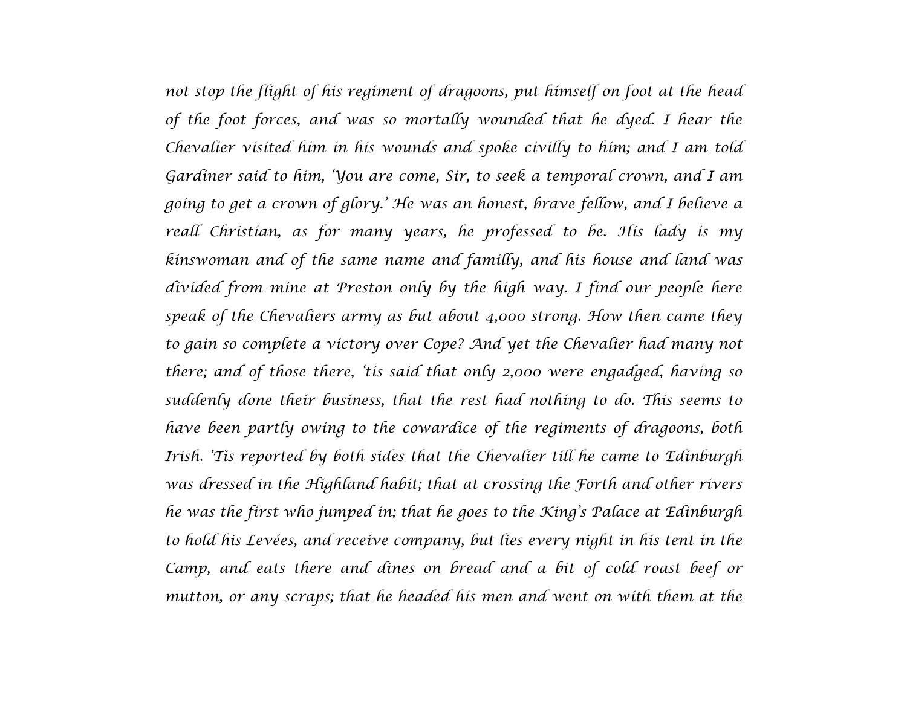*not stop the flight of his regiment of dragoons, put himself on foot at the head of the foot forces, and was so mortally wounded that he dyed. I hear the Chevalier visited him in his wounds and spoke civilly to him; and I am told Gardiner said to him, 'You are come, Sir, to seek a temporal crown, and I am going to get a crown of glory.' He was an honest, brave fellow, and I believe a reall Christian, as for many years, he professed to be. His lady is my kinswoman and of the same name and familly, and his house and land was divided from mine at Preston only by the high way. I find our people here speak of the Chevaliers army as but about 4,000 strong. How then came they to gain so complete a victory over Cope? And yet the Chevalier had many not there; and of those there, 'tis said that only 2,000 were engadged, having so suddenly done their business, that the rest had nothing to do. This seems to have been partly owing to the cowardice of the regiments of dragoons, both Irish. 'Tis reported by both sides that the Chevalier till he came to Edinburgh was dressed in the Highland habit; that at crossing the Forth and other rivers he was the first who jumped in; that he goes to the King's Palace at Edinburgh to hold his Levées, and receive company, but lies every night in his tent in the Camp, and eats there and dines on bread and a bit of cold roast beef or mutton, or any scraps; that he headed his men and went on with them at the*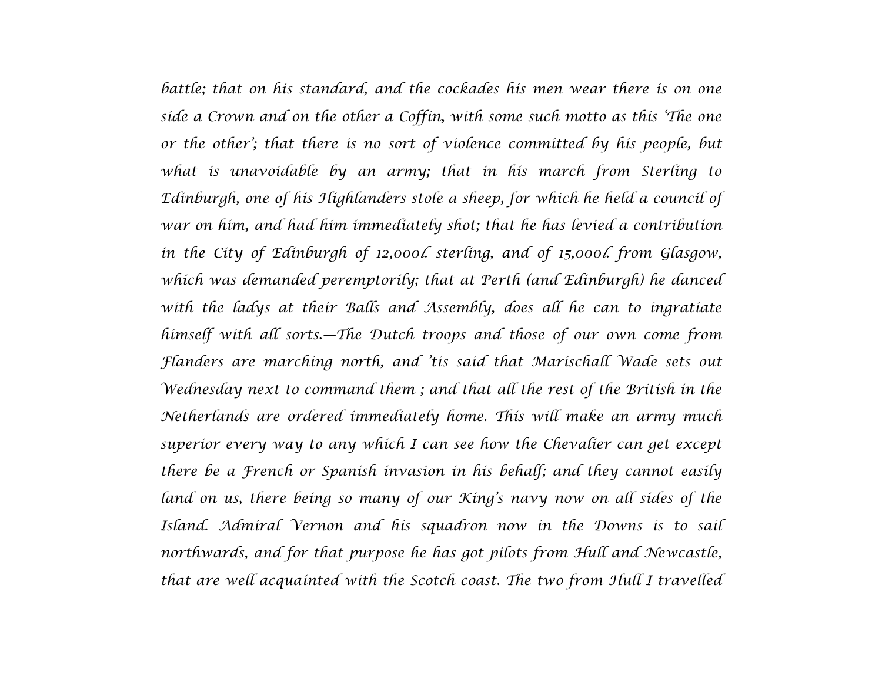battle; that on his standard, and the cockades his men wear there is on one side a Crown and on the other a Coffin, with some such motto as this 'The one or the other'; that there is no sort of violence committed by his people, but what is unavoidable by an army; that in his march from Sterling to Edinburgh, one of his Highlanders stole a sheep, for which he held a council of war on him, and had him immediately shot; that he has levied a contribution in the City of Edinburgh of 12,000*l.* sterling, and of 15,000*l.* from Glasgow, which was demanded peremptorily; that at Perth (and Edinburgh) he danced with the ladys at their Balls and Assembly, does all he can to ingratiate himself with all sorts.—The Dutch troops and those of our own come from Flanders are marching north, and 'tis said that Marischall Wade sets out Wednesday next to command them ; and that all the rest of the British in the Netherlands are ordered immediately home. This will make an army much superior every way to any which I can see how the Chevalier can get except there be a French or Spanish invasion in his behalf; and they cannot easily land on us, there being so many of our King's navy now on all sides of the Island. Admiral Vernon and his squadron now in the Downs is to sail northwards, and for that purpose he has got pilots from Hull and Newcastle, that are well acquainted with the Scotch coast. The two from Hull I travelled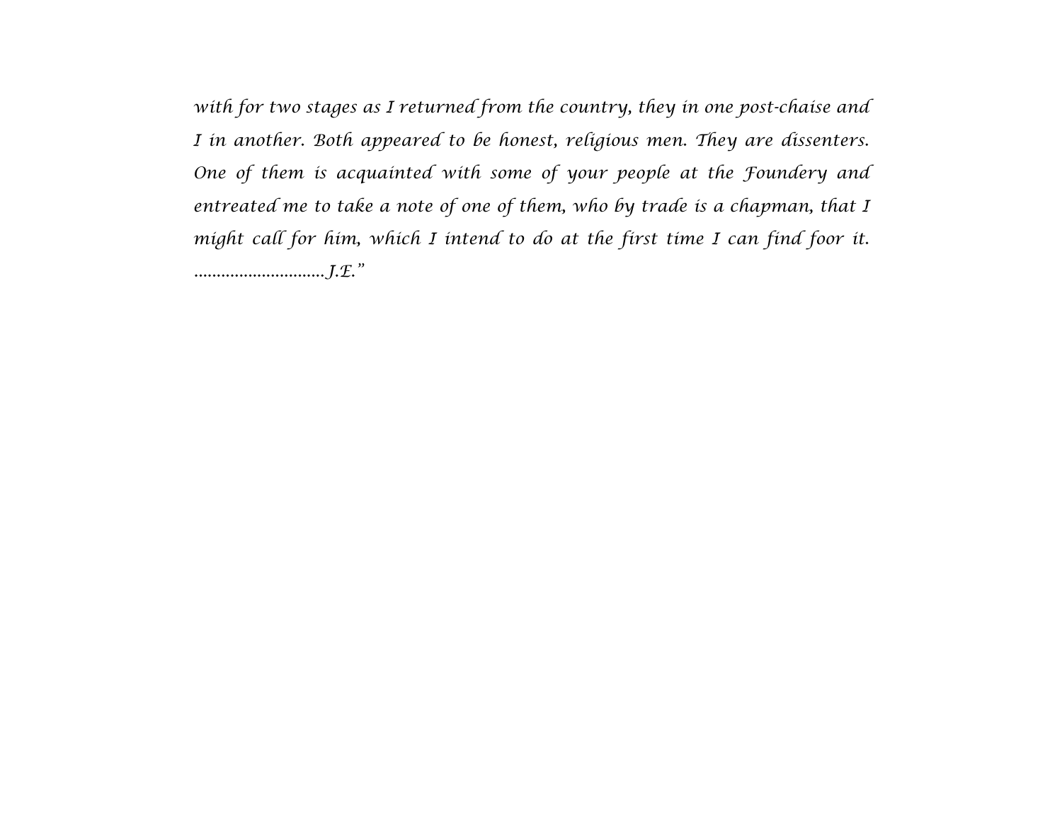*with for two stages as I returned from the country, they in one post-chaise and I in another. Both appeared to be honest, religious men. They are dissenters. One of them is acquainted with some of your people at the Foundery and entreated me to take a note of one of them, who by trade is a chapman, that I might call for him, which I intend to do at the first time I can find foor it. ............................J.E."*